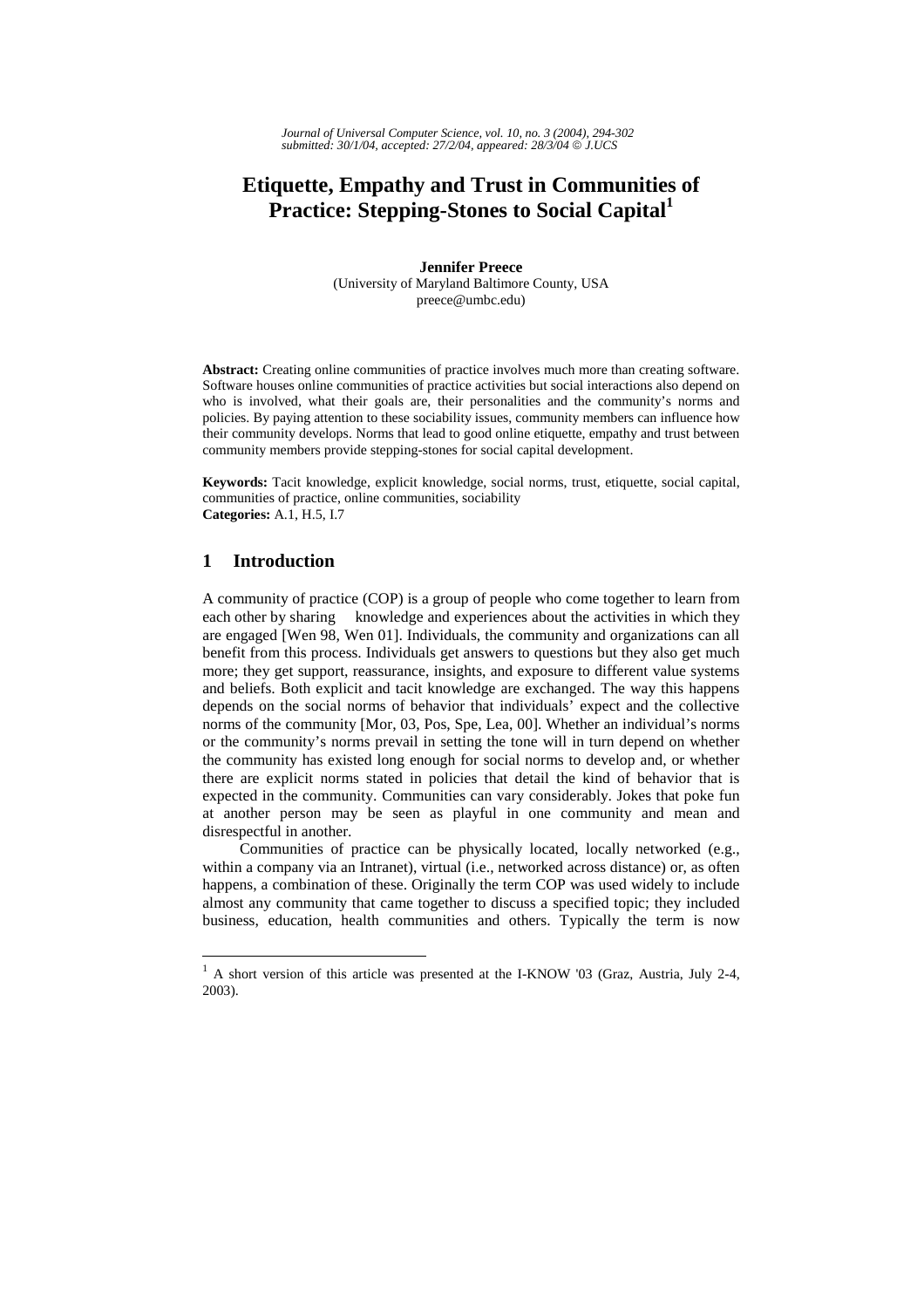# Etiquette, Empathy and Trust in Communities of Practice: Stepping-Stones to Social Capital[1]

**Jennifer Preece**
(University of Maryland Baltimore County, USA
preece@umbc.edu)

**Abstract:** Creating online communities of practice involves much more than creating software. Software houses online communities of practice activities but social interactions also depend on who is involved, what their goals are, their personalities and the community's norms and policies. By paying attention to these sociability issues, community members can influence how their community develops. Norms that lead to good online etiquette, empathy and trust between community members provide stepping-stones for social capital development.

**Keywords:** Tacit knowledge, explicit knowledge, social norms, trust, etiquette, social capital, communities of practice, online communities, sociability
**Categories:** A.1, H.5, I.7

## 1 Introduction

A community of practice (COP) is a group of people who come together to learn from each other by sharing knowledge and experiences about the activities in which they are engaged [Wen 98, Wen 01]. Individuals, the community and organizations can all benefit from this process. Individuals get answers to questions but they also get much more; they get support, reassurance, insights, and exposure to different value systems and beliefs. Both explicit and tacit knowledge are exchanged. The way this happens depends on the social norms of behavior that individuals' expect and the collective norms of the community [Mor, 03, Pos, Spe, Lea, 00]. Whether an individual's norms or the community's norms prevail in setting the tone will in turn depend on whether the community has existed long enough for social norms to develop and, or whether there are explicit norms stated in policies that detail the kind of behavior that is expected in the community. Communities can vary considerably. Jokes that poke fun at another person may be seen as playful in one community and mean and disrespectful in another.

Communities of practice can be physically located, locally networked (e.g., within a company via an Intranet), virtual (i.e., networked across distance) or, as often happens, a combination of these. Originally the term COP was used widely to include almost any community that came together to discuss a specified topic; they included business, education, health communities and others. Typically the term is now

[1] A short version of this article was presented at the I-KNOW '03 (Graz, Austria, July 2-4, 2003).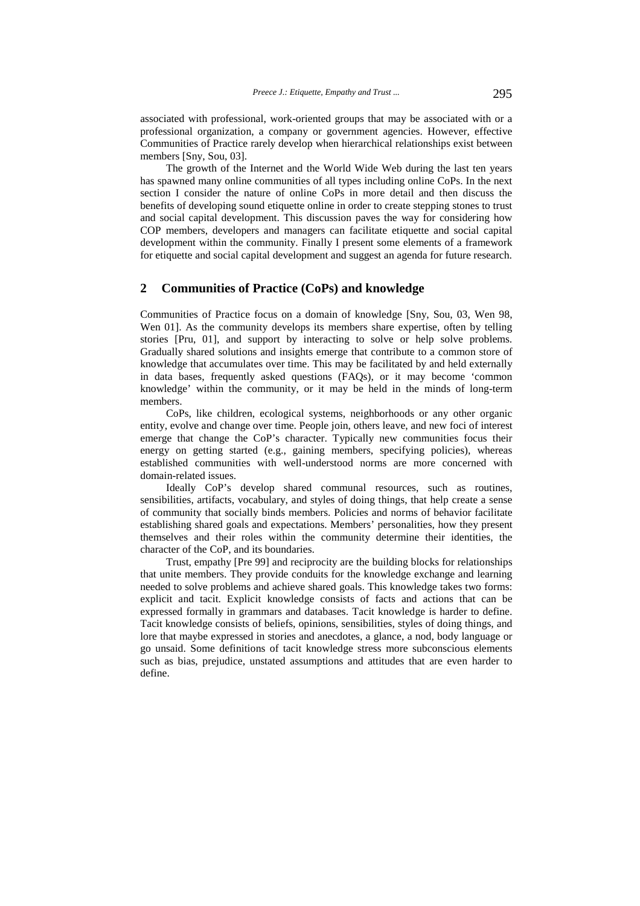associated with professional, work-oriented groups that may be associated with or a professional organization, a company or government agencies. However, effective Communities of Practice rarely develop when hierarchical relationships exist between members [Sny, Sou, 03].

The growth of the Internet and the World Wide Web during the last ten years has spawned many online communities of all types including online CoPs. In the next section I consider the nature of online CoPs in more detail and then discuss the benefits of developing sound etiquette online in order to create stepping stones to trust and social capital development. This discussion paves the way for considering how COP members, developers and managers can facilitate etiquette and social capital development within the community. Finally I present some elements of a framework for etiquette and social capital development and suggest an agenda for future research.

## 2 Communities of Practice (CoPs) and knowledge

Communities of Practice focus on a domain of knowledge [Sny, Sou, 03, Wen 98, Wen 01]. As the community develops its members share expertise, often by telling stories [Pru, 01], and support by interacting to solve or help solve problems. Gradually shared solutions and insights emerge that contribute to a common store of knowledge that accumulates over time. This may be facilitated by and held externally in data bases, frequently asked questions (FAQs), or it may become 'common knowledge' within the community, or it may be held in the minds of long-term members.

CoPs, like children, ecological systems, neighborhoods or any other organic entity, evolve and change over time. People join, others leave, and new foci of interest emerge that change the CoP's character. Typically new communities focus their energy on getting started (e.g., gaining members, specifying policies), whereas established communities with well-understood norms are more concerned with domain-related issues.

Ideally CoP's develop shared communal resources, such as routines, sensibilities, artifacts, vocabulary, and styles of doing things, that help create a sense of community that socially binds members. Policies and norms of behavior facilitate establishing shared goals and expectations. Members' personalities, how they present themselves and their roles within the community determine their identities, the character of the CoP, and its boundaries.

Trust, empathy [Pre 99] and reciprocity are the building blocks for relationships that unite members. They provide conduits for the knowledge exchange and learning needed to solve problems and achieve shared goals. This knowledge takes two forms: explicit and tacit. Explicit knowledge consists of facts and actions that can be expressed formally in grammars and databases. Tacit knowledge is harder to define. Tacit knowledge consists of beliefs, opinions, sensibilities, styles of doing things, and lore that maybe expressed in stories and anecdotes, a glance, a nod, body language or go unsaid. Some definitions of tacit knowledge stress more subconscious elements such as bias, prejudice, unstated assumptions and attitudes that are even harder to define.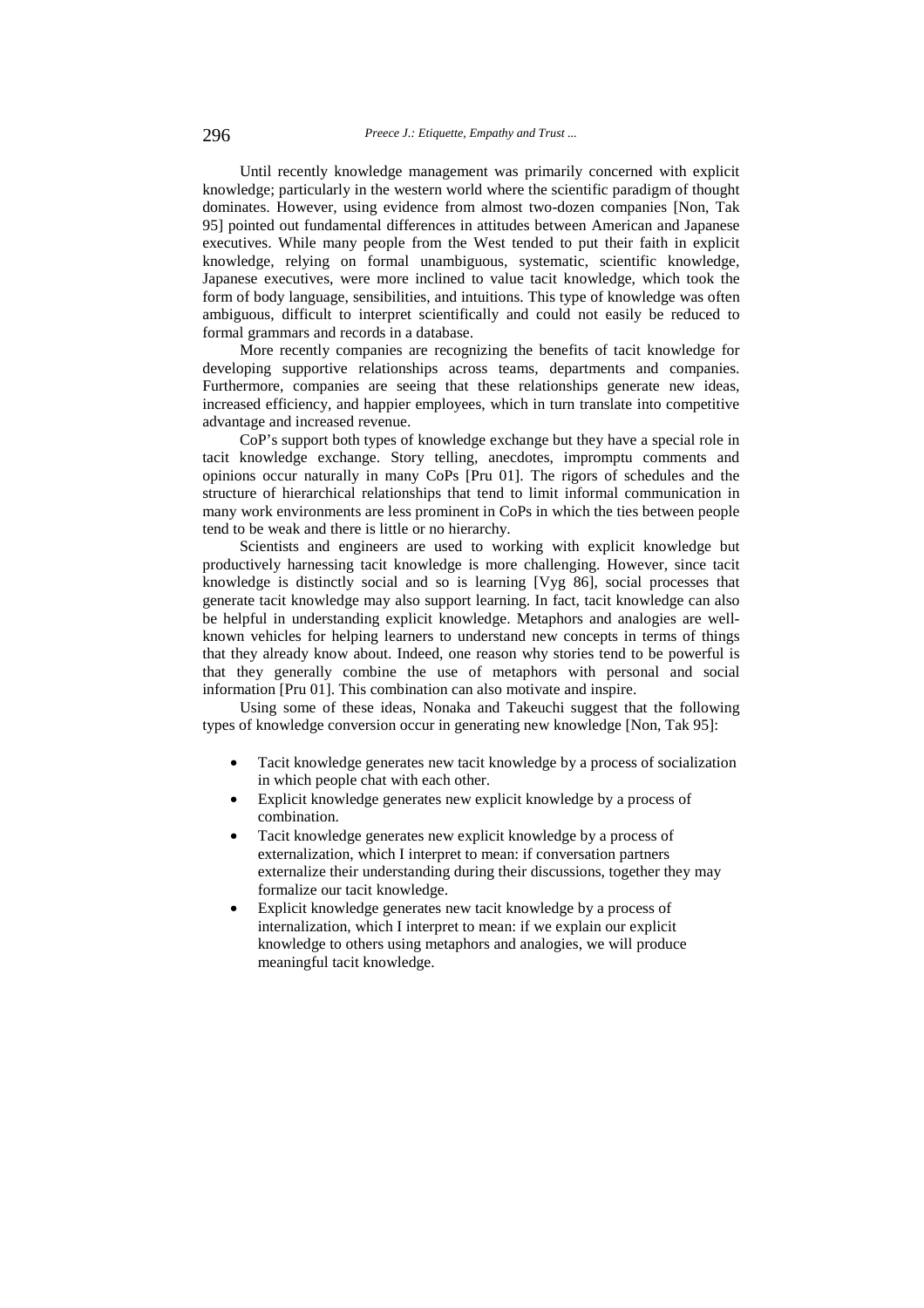Until recently knowledge management was primarily concerned with explicit knowledge; particularly in the western world where the scientific paradigm of thought dominates. However, using evidence from almost two-dozen companies [Non, Tak 95] pointed out fundamental differences in attitudes between American and Japanese executives. While many people from the West tended to put their faith in explicit knowledge, relying on formal unambiguous, systematic, scientific knowledge, Japanese executives, were more inclined to value tacit knowledge, which took the form of body language, sensibilities, and intuitions. This type of knowledge was often ambiguous, difficult to interpret scientifically and could not easily be reduced to formal grammars and records in a database.

More recently companies are recognizing the benefits of tacit knowledge for developing supportive relationships across teams, departments and companies. Furthermore, companies are seeing that these relationships generate new ideas, increased efficiency, and happier employees, which in turn translate into competitive advantage and increased revenue.

CoP's support both types of knowledge exchange but they have a special role in tacit knowledge exchange. Story telling, anecdotes, impromptu comments and opinions occur naturally in many CoPs [Pru 01]. The rigors of schedules and the structure of hierarchical relationships that tend to limit informal communication in many work environments are less prominent in CoPs in which the ties between people tend to be weak and there is little or no hierarchy.

Scientists and engineers are used to working with explicit knowledge but productively harnessing tacit knowledge is more challenging. However, since tacit knowledge is distinctly social and so is learning [Vyg 86], social processes that generate tacit knowledge may also support learning. In fact, tacit knowledge can also be helpful in understanding explicit knowledge. Metaphors and analogies are well-known vehicles for helping learners to understand new concepts in terms of things that they already know about. Indeed, one reason why stories tend to be powerful is that they generally combine the use of metaphors with personal and social information [Pru 01]. This combination can also motivate and inspire.

Using some of these ideas, Nonaka and Takeuchi suggest that the following types of knowledge conversion occur in generating new knowledge [Non, Tak 95]:

- Tacit knowledge generates new tacit knowledge by a process of socialization in which people chat with each other.
- Explicit knowledge generates new explicit knowledge by a process of combination.
- Tacit knowledge generates new explicit knowledge by a process of externalization, which I interpret to mean: if conversation partners externalize their understanding during their discussions, together they may formalize our tacit knowledge.
- Explicit knowledge generates new tacit knowledge by a process of internalization, which I interpret to mean: if we explain our explicit knowledge to others using metaphors and analogies, we will produce meaningful tacit knowledge.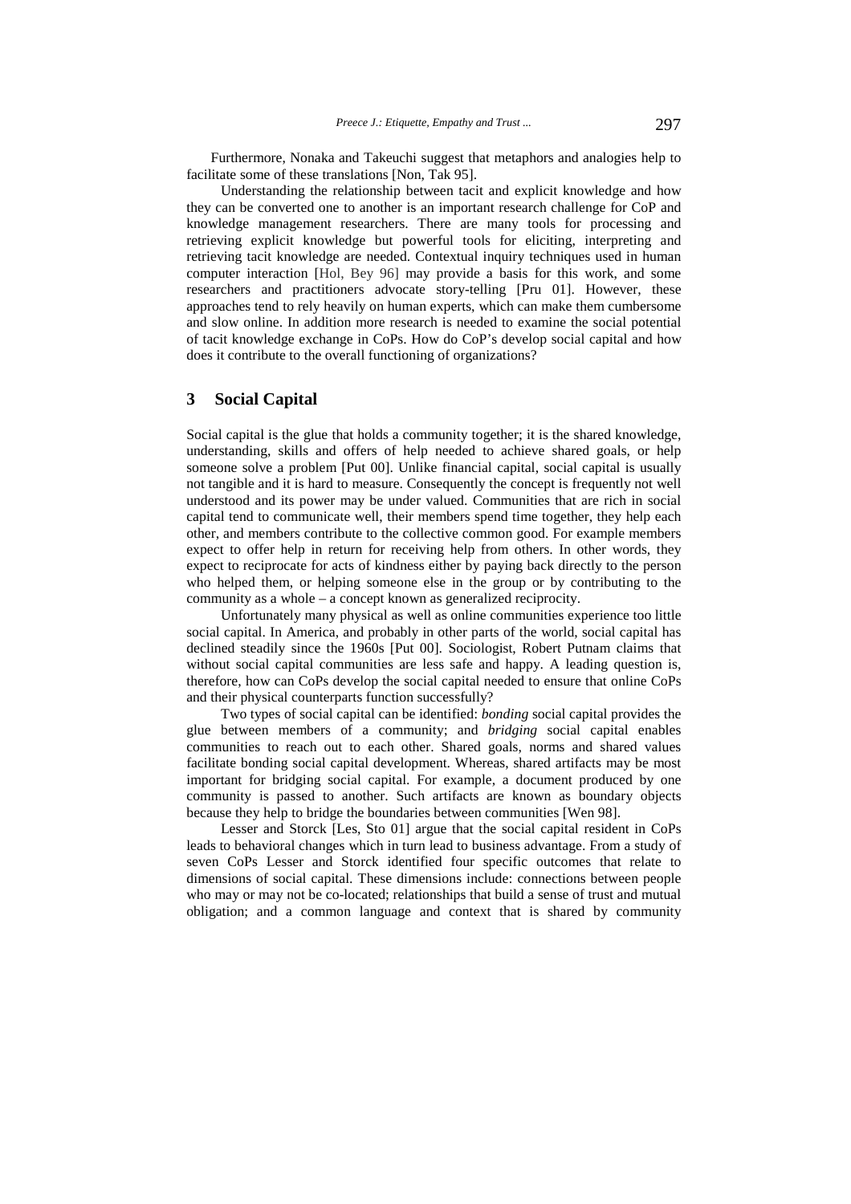Furthermore, Nonaka and Takeuchi suggest that metaphors and analogies help to facilitate some of these translations [Non, Tak 95].

Understanding the relationship between tacit and explicit knowledge and how they can be converted one to another is an important research challenge for CoP and knowledge management researchers. There are many tools for processing and retrieving explicit knowledge but powerful tools for eliciting, interpreting and retrieving tacit knowledge are needed. Contextual inquiry techniques used in human computer interaction [Hol, Bey 96] may provide a basis for this work, and some researchers and practitioners advocate story-telling [Pru 01]. However, these approaches tend to rely heavily on human experts, which can make them cumbersome and slow online. In addition more research is needed to examine the social potential of tacit knowledge exchange in CoPs. How do CoP's develop social capital and how does it contribute to the overall functioning of organizations?

## 3 Social Capital

Social capital is the glue that holds a community together; it is the shared knowledge, understanding, skills and offers of help needed to achieve shared goals, or help someone solve a problem [Put 00]. Unlike financial capital, social capital is usually not tangible and it is hard to measure. Consequently the concept is frequently not well understood and its power may be under valued. Communities that are rich in social capital tend to communicate well, their members spend time together, they help each other, and members contribute to the collective common good. For example members expect to offer help in return for receiving help from others. In other words, they expect to reciprocate for acts of kindness either by paying back directly to the person who helped them, or helping someone else in the group or by contributing to the community as a whole – a concept known as generalized reciprocity.

Unfortunately many physical as well as online communities experience too little social capital. In America, and probably in other parts of the world, social capital has declined steadily since the 1960s [Put 00]. Sociologist, Robert Putnam claims that without social capital communities are less safe and happy. A leading question is, therefore, how can CoPs develop the social capital needed to ensure that online CoPs and their physical counterparts function successfully?

Two types of social capital can be identified: *bonding* social capital provides the glue between members of a community; and *bridging* social capital enables communities to reach out to each other. Shared goals, norms and shared values facilitate bonding social capital development. Whereas, shared artifacts may be most important for bridging social capital. For example, a document produced by one community is passed to another. Such artifacts are known as boundary objects because they help to bridge the boundaries between communities [Wen 98].

Lesser and Storck [Les, Sto 01] argue that the social capital resident in CoPs leads to behavioral changes which in turn lead to business advantage. From a study of seven CoPs Lesser and Storck identified four specific outcomes that relate to dimensions of social capital. These dimensions include: connections between people who may or may not be co-located; relationships that build a sense of trust and mutual obligation; and a common language and context that is shared by community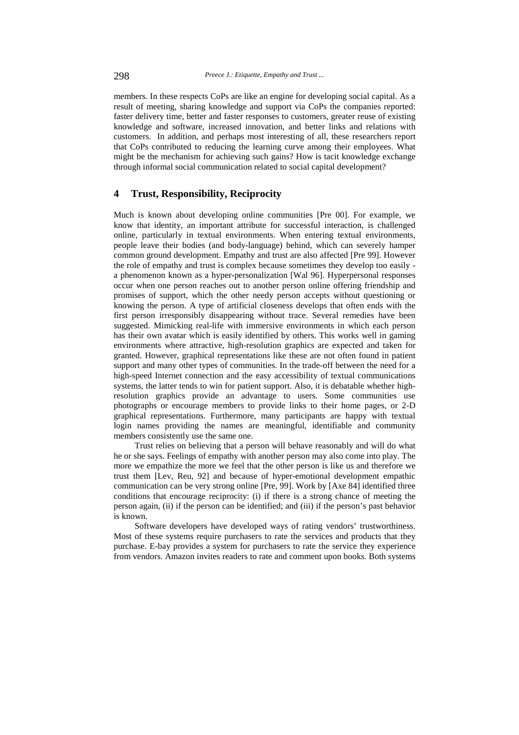members. In these respects CoPs are like an engine for developing social capital. As a result of meeting, sharing knowledge and support via CoPs the companies reported: faster delivery time, better and faster responses to customers, greater reuse of existing knowledge and software, increased innovation, and better links and relations with customers. In addition, and perhaps most interesting of all, these researchers report that CoPs contributed to reducing the learning curve among their employees. What might be the mechanism for achieving such gains? How is tacit knowledge exchange through informal social communication related to social capital development?

## 4 Trust, Responsibility, Reciprocity

Much is known about developing online communities [Pre 00]. For example, we know that identity, an important attribute for successful interaction, is challenged online, particularly in textual environments. When entering textual environments, people leave their bodies (and body-language) behind, which can severely hamper common ground development. Empathy and trust are also affected [Pre 99]. However the role of empathy and trust is complex because sometimes they develop too easily - a phenomenon known as a hyper-personalization [Wal 96]. Hyperpersonal responses occur when one person reaches out to another person online offering friendship and promises of support, which the other needy person accepts without questioning or knowing the person. A type of artificial closeness develops that often ends with the first person irresponsibly disappearing without trace. Several remedies have been suggested. Mimicking real-life with immersive environments in which each person has their own avatar which is easily identified by others. This works well in gaming environments where attractive, high-resolution graphics are expected and taken for granted. However, graphical representations like these are not often found in patient support and many other types of communities. In the trade-off between the need for a high-speed Internet connection and the easy accessibility of textual communications systems, the latter tends to win for patient support. Also, it is debatable whether high-resolution graphics provide an advantage to users. Some communities use photographs or encourage members to provide links to their home pages, or 2-D graphical representations. Furthermore, many participants are happy with textual login names providing the names are meaningful, identifiable and community members consistently use the same one.

Trust relies on believing that a person will behave reasonably and will do what he or she says. Feelings of empathy with another person may also come into play. The more we empathize the more we feel that the other person is like us and therefore we trust them [Lev, Reu, 92] and because of hyper-emotional development empathic communication can be very strong online [Pre, 99]. Work by [Axe 84] identified three conditions that encourage reciprocity: (i) if there is a strong chance of meeting the person again, (ii) if the person can be identified; and (iii) if the person's past behavior is known.

Software developers have developed ways of rating vendors' trustworthiness. Most of these systems require purchasers to rate the services and products that they purchase. E-bay provides a system for purchasers to rate the service they experience from vendors. Amazon invites readers to rate and comment upon books. Both systems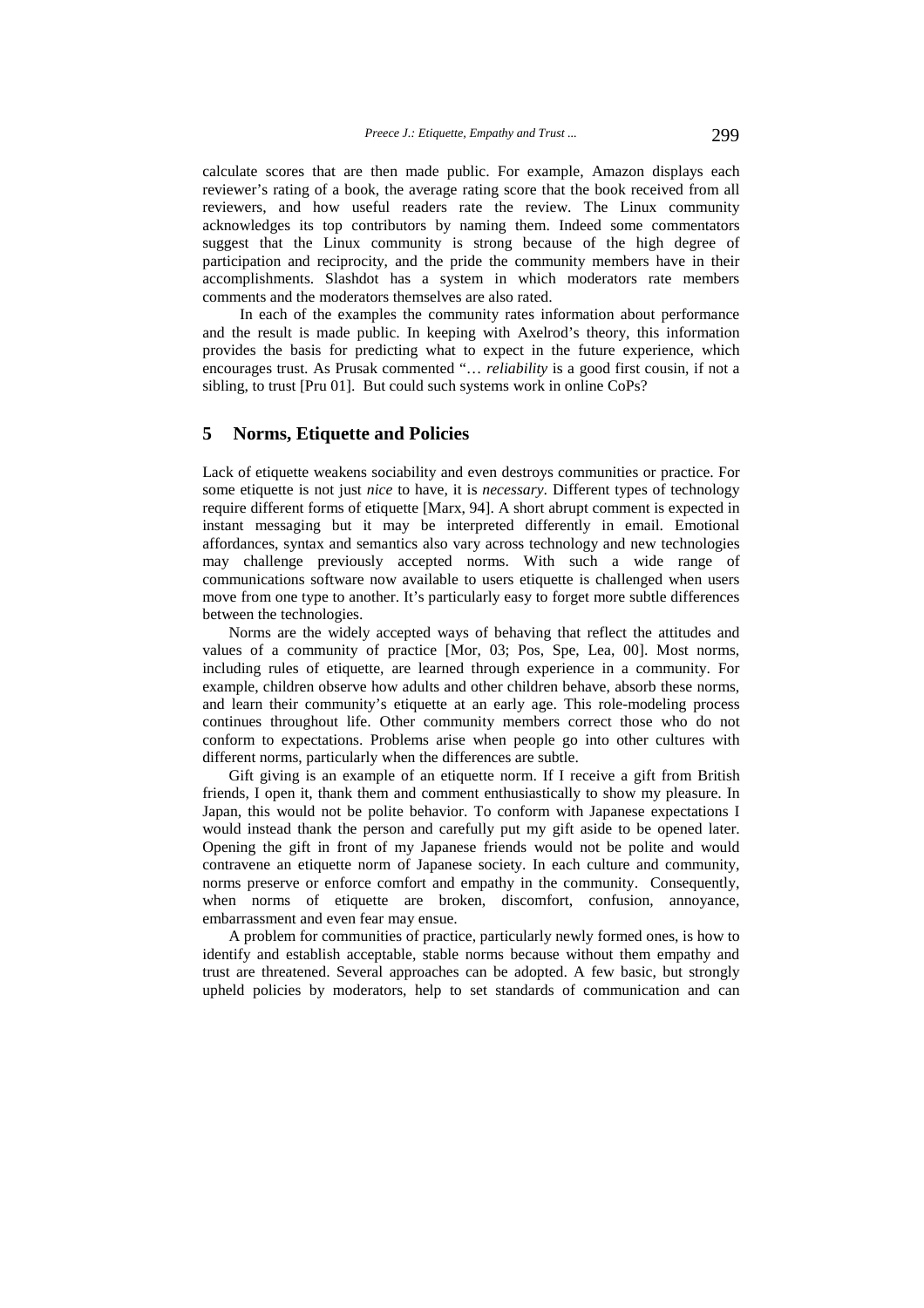calculate scores that are then made public. For example, Amazon displays each reviewer's rating of a book, the average rating score that the book received from all reviewers, and how useful readers rate the review. The Linux community acknowledges its top contributors by naming them. Indeed some commentators suggest that the Linux community is strong because of the high degree of participation and reciprocity, and the pride the community members have in their accomplishments. Slashdot has a system in which moderators rate members comments and the moderators themselves are also rated.

In each of the examples the community rates information about performance and the result is made public. In keeping with Axelrod's theory, this information provides the basis for predicting what to expect in the future experience, which encourages trust. As Prusak commented "… *reliability* is a good first cousin, if not a sibling, to trust [Pru 01]. But could such systems work in online CoPs?

## 5 Norms, Etiquette and Policies

Lack of etiquette weakens sociability and even destroys communities or practice. For some etiquette is not just *nice* to have, it is *necessary*. Different types of technology require different forms of etiquette [Marx, 94]. A short abrupt comment is expected in instant messaging but it may be interpreted differently in email. Emotional affordances, syntax and semantics also vary across technology and new technologies may challenge previously accepted norms. With such a wide range of communications software now available to users etiquette is challenged when users move from one type to another. It's particularly easy to forget more subtle differences between the technologies.

Norms are the widely accepted ways of behaving that reflect the attitudes and values of a community of practice [Mor, 03; Pos, Spe, Lea, 00]. Most norms, including rules of etiquette, are learned through experience in a community. For example, children observe how adults and other children behave, absorb these norms, and learn their community's etiquette at an early age. This role-modeling process continues throughout life. Other community members correct those who do not conform to expectations. Problems arise when people go into other cultures with different norms, particularly when the differences are subtle.

Gift giving is an example of an etiquette norm. If I receive a gift from British friends, I open it, thank them and comment enthusiastically to show my pleasure. In Japan, this would not be polite behavior. To conform with Japanese expectations I would instead thank the person and carefully put my gift aside to be opened later. Opening the gift in front of my Japanese friends would not be polite and would contravene an etiquette norm of Japanese society. In each culture and community, norms preserve or enforce comfort and empathy in the community. Consequently, when norms of etiquette are broken, discomfort, confusion, annoyance, embarrassment and even fear may ensue.

A problem for communities of practice, particularly newly formed ones, is how to identify and establish acceptable, stable norms because without them empathy and trust are threatened. Several approaches can be adopted. A few basic, but strongly upheld policies by moderators, help to set standards of communication and can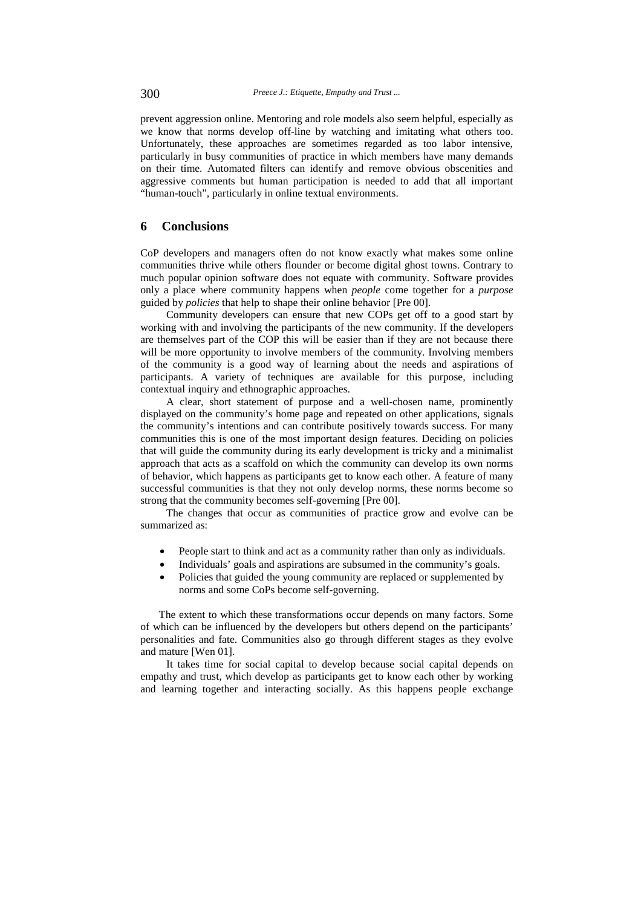prevent aggression online. Mentoring and role models also seem helpful, especially as we know that norms develop off-line by watching and imitating what others too. Unfortunately, these approaches are sometimes regarded as too labor intensive, particularly in busy communities of practice in which members have many demands on their time. Automated filters can identify and remove obvious obscenities and aggressive comments but human participation is needed to add that all important "human-touch", particularly in online textual environments.

## 6 Conclusions

CoP developers and managers often do not know exactly what makes some online communities thrive while others flounder or become digital ghost towns. Contrary to much popular opinion software does not equate with community. Software provides only a place where community happens when *people* come together for a *purpose* guided by *policies* that help to shape their online behavior [Pre 00].

Community developers can ensure that new COPs get off to a good start by working with and involving the participants of the new community. If the developers are themselves part of the COP this will be easier than if they are not because there will be more opportunity to involve members of the community. Involving members of the community is a good way of learning about the needs and aspirations of participants. A variety of techniques are available for this purpose, including contextual inquiry and ethnographic approaches.

A clear, short statement of purpose and a well-chosen name, prominently displayed on the community's home page and repeated on other applications, signals the community's intentions and can contribute positively towards success. For many communities this is one of the most important design features. Deciding on policies that will guide the community during its early development is tricky and a minimalist approach that acts as a scaffold on which the community can develop its own norms of behavior, which happens as participants get to know each other. A feature of many successful communities is that they not only develop norms, these norms become so strong that the community becomes self-governing [Pre 00].

The changes that occur as communities of practice grow and evolve can be summarized as:

- People start to think and act as a community rather than only as individuals.
- Individuals' goals and aspirations are subsumed in the community's goals.
- Policies that guided the young community are replaced or supplemented by norms and some CoPs become self-governing.

The extent to which these transformations occur depends on many factors. Some of which can be influenced by the developers but others depend on the participants' personalities and fate. Communities also go through different stages as they evolve and mature [Wen 01].

It takes time for social capital to develop because social capital depends on empathy and trust, which develop as participants get to know each other by working and learning together and interacting socially. As this happens people exchange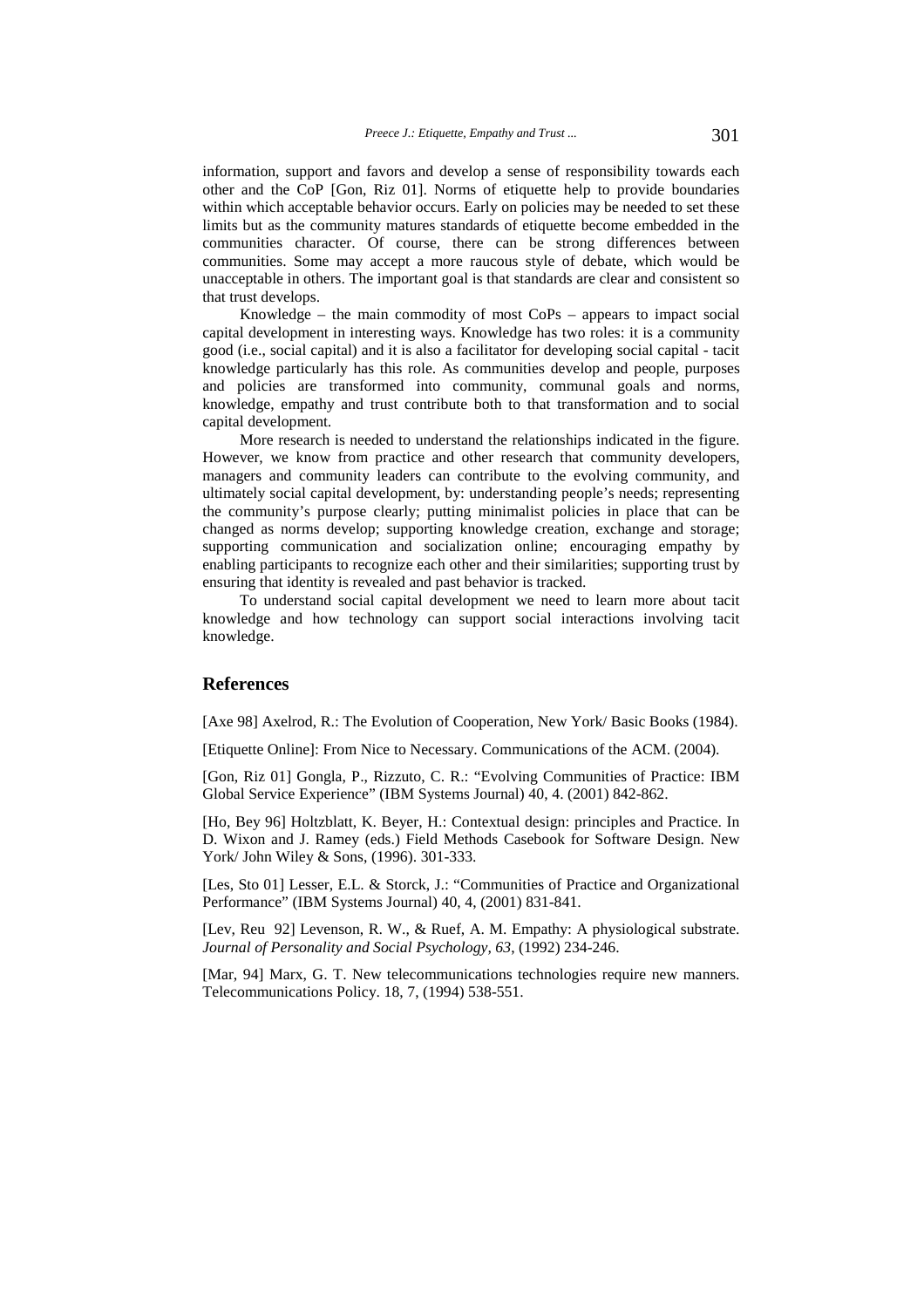information, support and favors and develop a sense of responsibility towards each other and the CoP [Gon, Riz 01]. Norms of etiquette help to provide boundaries within which acceptable behavior occurs. Early on policies may be needed to set these limits but as the community matures standards of etiquette become embedded in the communities character. Of course, there can be strong differences between communities. Some may accept a more raucous style of debate, which would be unacceptable in others. The important goal is that standards are clear and consistent so that trust develops.

Knowledge – the main commodity of most CoPs – appears to impact social capital development in interesting ways. Knowledge has two roles: it is a community good (i.e., social capital) and it is also a facilitator for developing social capital - tacit knowledge particularly has this role. As communities develop and people, purposes and policies are transformed into community, communal goals and norms, knowledge, empathy and trust contribute both to that transformation and to social capital development.

More research is needed to understand the relationships indicated in the figure. However, we know from practice and other research that community developers, managers and community leaders can contribute to the evolving community, and ultimately social capital development, by: understanding people's needs; representing the community's purpose clearly; putting minimalist policies in place that can be changed as norms develop; supporting knowledge creation, exchange and storage; supporting communication and socialization online; encouraging empathy by enabling participants to recognize each other and their similarities; supporting trust by ensuring that identity is revealed and past behavior is tracked.

To understand social capital development we need to learn more about tacit knowledge and how technology can support social interactions involving tacit knowledge.

## References

[Axe 98] Axelrod, R.: The Evolution of Cooperation, New York/ Basic Books (1984).

[Etiquette Online]: From Nice to Necessary. Communications of the ACM. (2004).

[Gon, Riz 01] Gongla, P., Rizzuto, C. R.: "Evolving Communities of Practice: IBM Global Service Experience" (IBM Systems Journal) 40, 4. (2001) 842-862.

[Ho, Bey 96] Holtzblatt, K. Beyer, H.: Contextual design: principles and Practice. In D. Wixon and J. Ramey (eds.) Field Methods Casebook for Software Design. New York/ John Wiley & Sons, (1996). 301-333.

[Les, Sto 01] Lesser, E.L. & Storck, J.: "Communities of Practice and Organizational Performance" (IBM Systems Journal) 40, 4, (2001) 831-841.

[Lev, Reu 92] Levenson, R. W., & Ruef, A. M. Empathy: A physiological substrate. *Journal of Personality and Social Psychology, 63*, (1992) 234-246.

[Mar, 94] Marx, G. T. New telecommunications technologies require new manners. Telecommunications Policy. 18, 7, (1994) 538-551.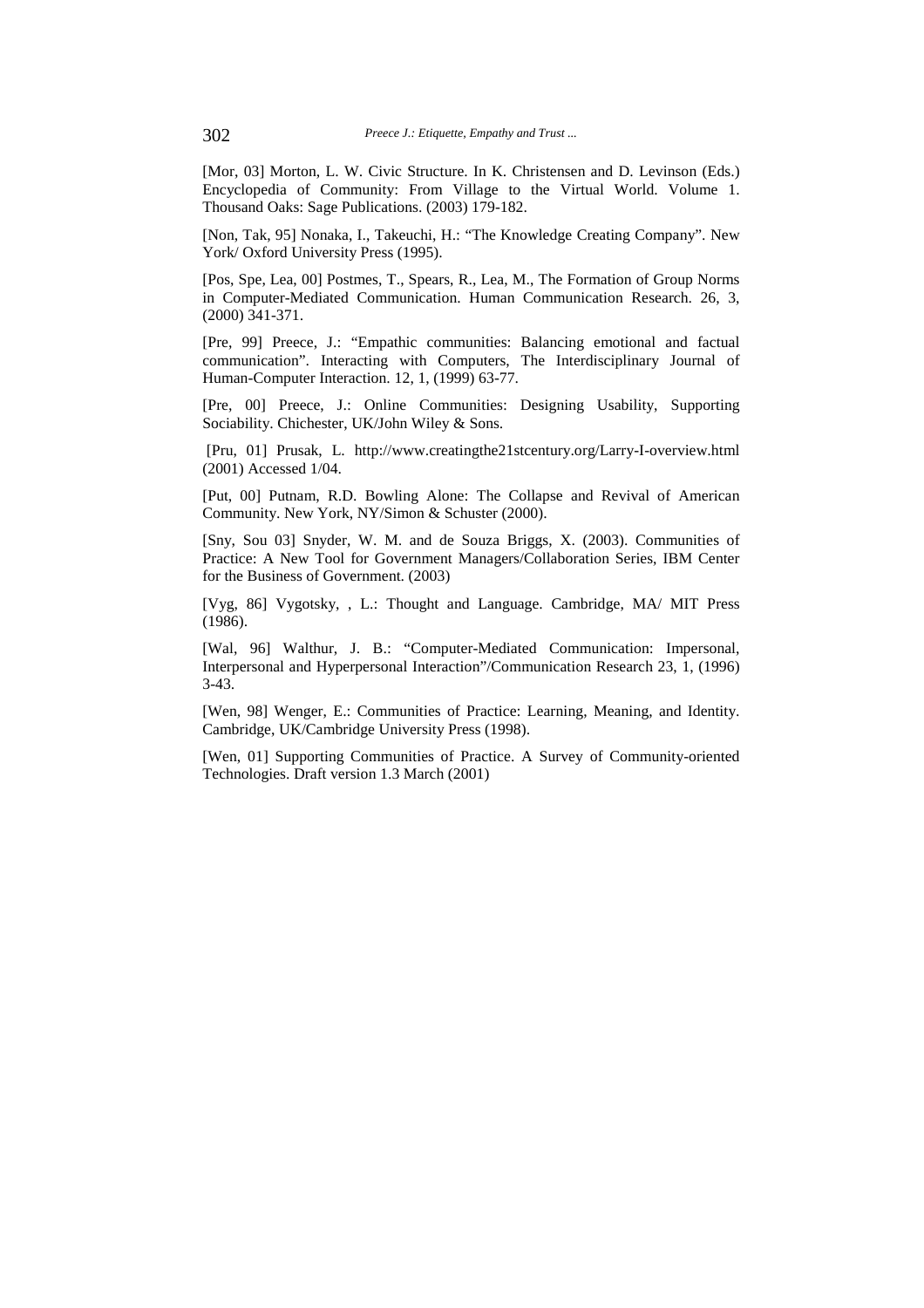[Mor, 03] Morton, L. W. Civic Structure. In K. Christensen and D. Levinson (Eds.) Encyclopedia of Community: From Village to the Virtual World. Volume 1. Thousand Oaks: Sage Publications. (2003) 179-182.

[Non, Tak, 95] Nonaka, I., Takeuchi, H.: "The Knowledge Creating Company". New York/ Oxford University Press (1995).

[Pos, Spe, Lea, 00] Postmes, T., Spears, R., Lea, M., The Formation of Group Norms in Computer-Mediated Communication. Human Communication Research. 26, 3, (2000) 341-371.

[Pre, 99] Preece, J.: "Empathic communities: Balancing emotional and factual communication". Interacting with Computers, The Interdisciplinary Journal of Human-Computer Interaction. 12, 1, (1999) 63-77.

[Pre, 00] Preece, J.: Online Communities: Designing Usability, Supporting Sociability. Chichester, UK/John Wiley & Sons.

[Pru, 01] Prusak, L. http://www.creatingthe21stcentury.org/Larry-I-overview.html (2001) Accessed 1/04.

[Put, 00] Putnam, R.D. Bowling Alone: The Collapse and Revival of American Community. New York, NY/Simon & Schuster (2000).

[Sny, Sou 03] Snyder, W. M. and de Souza Briggs, X. (2003). Communities of Practice: A New Tool for Government Managers/Collaboration Series, IBM Center for the Business of Government. (2003)

[Vyg, 86] Vygotsky, , L.: Thought and Language. Cambridge, MA/ MIT Press (1986).

[Wal, 96] Walthur, J. B.: "Computer-Mediated Communication: Impersonal, Interpersonal and Hyperpersonal Interaction"/Communication Research 23, 1, (1996) 3-43.

[Wen, 98] Wenger, E.: Communities of Practice: Learning, Meaning, and Identity. Cambridge, UK/Cambridge University Press (1998).

[Wen, 01] Supporting Communities of Practice. A Survey of Community-oriented Technologies. Draft version 1.3 March (2001)